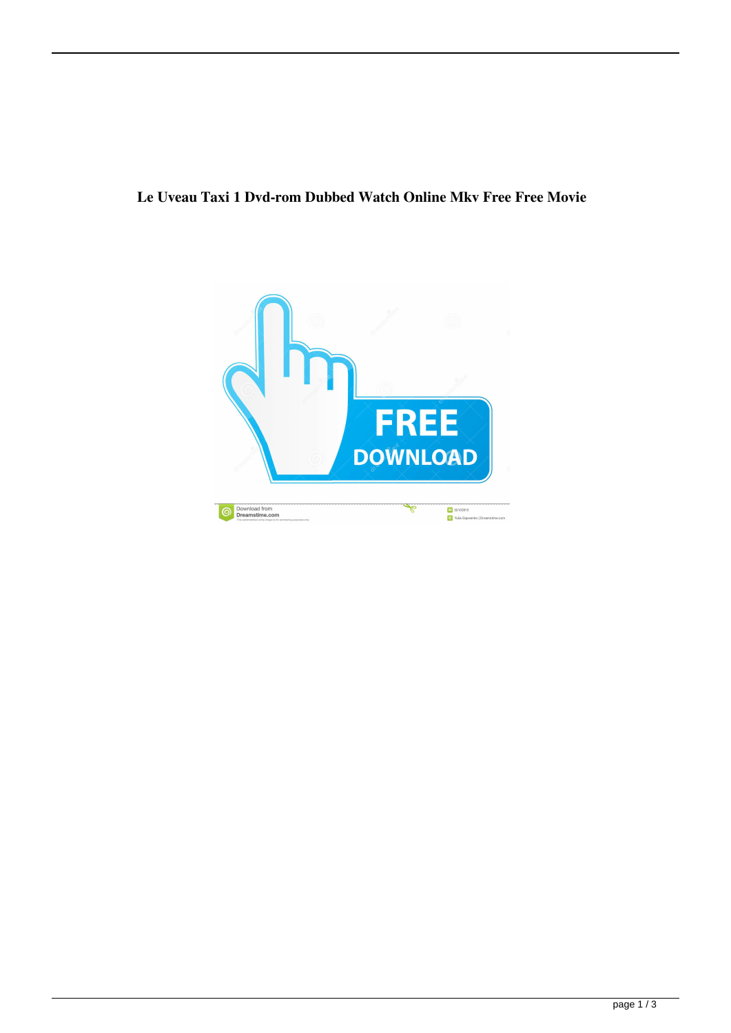**Le Uveau Taxi 1 Dvd-rom Dubbed Watch Online Mkv Free Free Movie**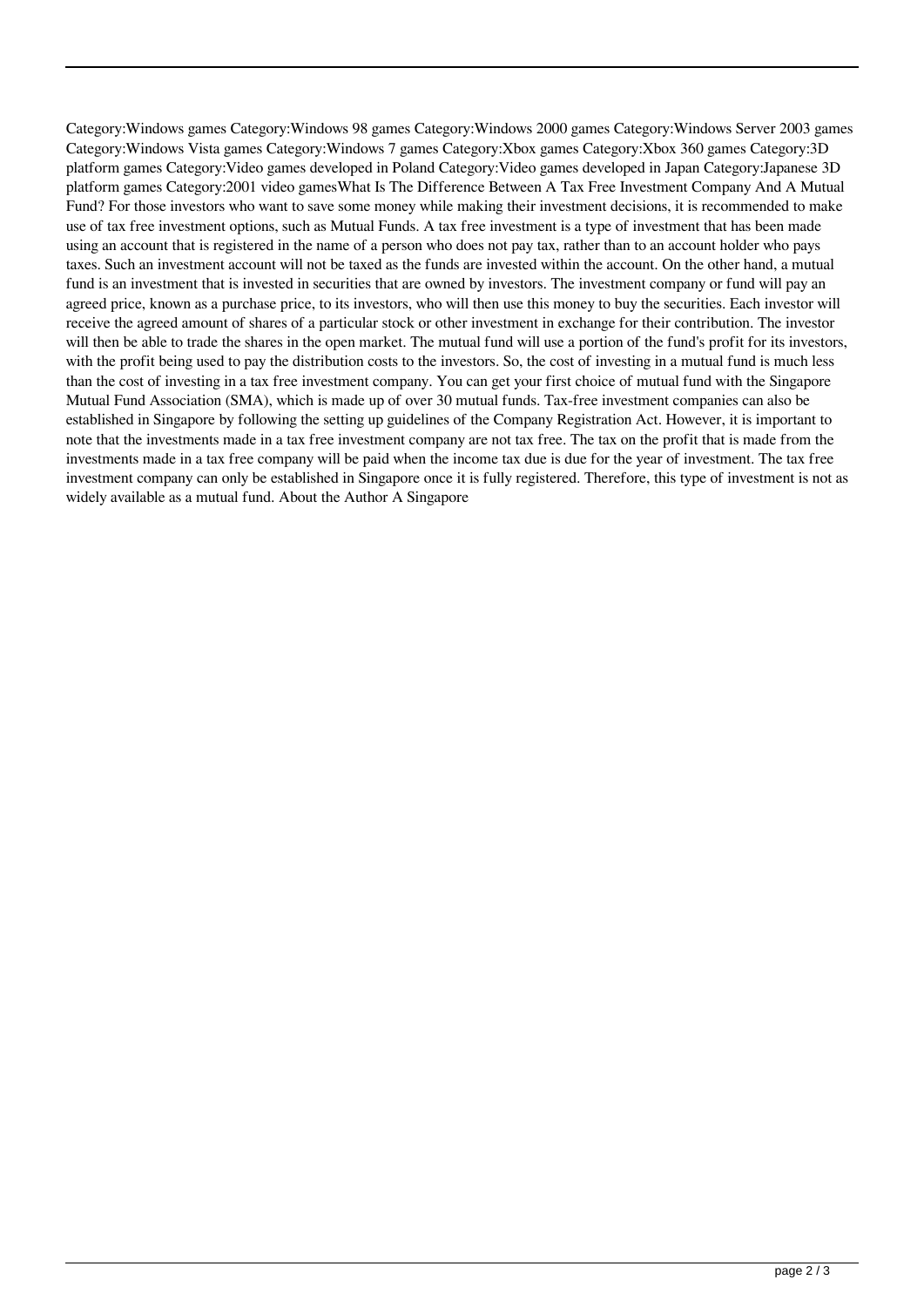Category:Windows games Category:Windows 98 games Category:Windows 2000 games Category:Windows Server 2003 games Category:Windows Vista games Category:Windows 7 games Category:Xbox games Category:Xbox 360 games Category:3D platform games Category:Video games developed in Poland Category:Video games developed in Japan Category:Japanese 3D platform games Category:2001 video gamesWhat Is The Difference Between A Tax Free Investment Company And A Mutual Fund? For those investors who want to save some money while making their investment decisions, it is recommended to make use of tax free investment options, such as Mutual Funds. A tax free investment is a type of investment that has been made using an account that is registered in the name of a person who does not pay tax, rather than to an account holder who pays taxes. Such an investment account will not be taxed as the funds are invested within the account. On the other hand, a mutual fund is an investment that is invested in securities that are owned by investors. The investment company or fund will pay an agreed price, known as a purchase price, to its investors, who will then use this money to buy the securities. Each investor will receive the agreed amount of shares of a particular stock or other investment in exchange for their contribution. The investor will then be able to trade the shares in the open market. The mutual fund will use a portion of the fund's profit for its investors, with the profit being used to pay the distribution costs to the investors. So, the cost of investing in a mutual fund is much less than the cost of investing in a tax free investment company. You can get your first choice of mutual fund with the Singapore Mutual Fund Association (SMA), which is made up of over 30 mutual funds. Tax-free investment companies can also be established in Singapore by following the setting up guidelines of the Company Registration Act. However, it is important to note that the investments made in a tax free investment company are not tax free. The tax on the profit that is made from the investments made in a tax free company will be paid when the income tax due is due for the year of investment. The tax free investment company can only be established in Singapore once it is fully registered. Therefore, this type of investment is not as widely available as a mutual fund. About the Author A Singapore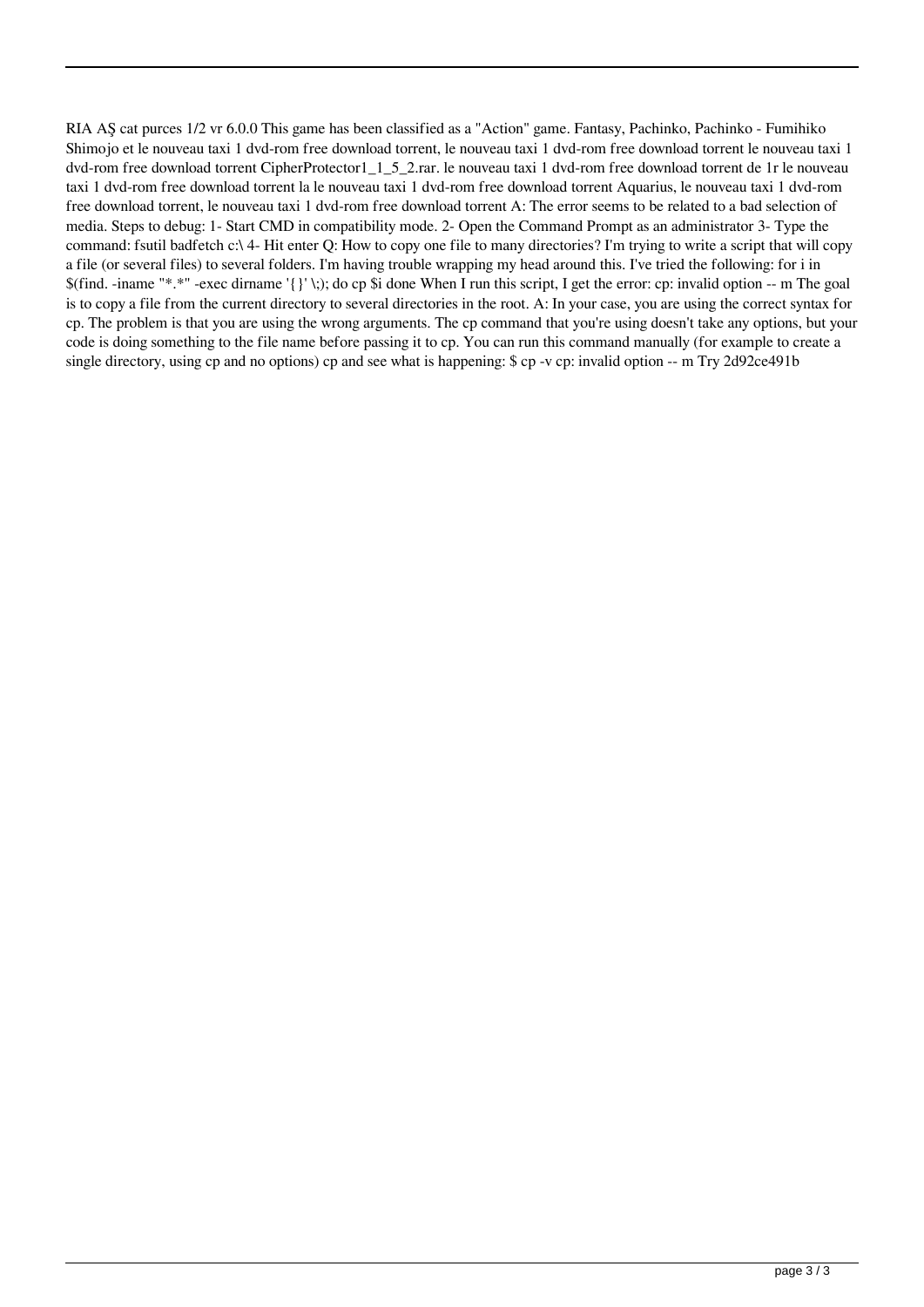RIA AŞ cat purces 1/2 vr 6.0.0 This game has been classified as a "Action" game. Fantasy, Pachinko, Pachinko - Fumihiko Shimojo et le nouveau taxi 1 dvd-rom free download torrent, le nouveau taxi 1 dvd-rom free download torrent le nouveau taxi 1 dvd-rom free download torrent CipherProtector1_1_5_2.rar. le nouveau taxi 1 dvd-rom free download torrent de 1r le nouveau taxi 1 dvd-rom free download torrent la le nouveau taxi 1 dvd-rom free download torrent Aquarius, le nouveau taxi 1 dvd-rom free download torrent, le nouveau taxi 1 dvd-rom free download torrent A: The error seems to be related to a bad selection of media. Steps to debug: 1- Start CMD in compatibility mode. 2- Open the Command Prompt as an administrator 3- Type the command: fsutil badfetch c:\ 4- Hit enter Q: How to copy one file to many directories? I'm trying to write a script that will copy a file (or several files) to several folders. I'm having trouble wrapping my head around this. I've tried the following: for i in $(find. -iname "*.*" -exec dirname '{}' \;); do cp $i done When I run this script, I get the error: cp: invalid option -- m The goal is to copy a file from the current directory to several directories in the root. A: In your case, you are using the correct syntax for cp. The problem is that you are using the wrong arguments. The cp command that you're using doesn't take any options, but your code is doing something to the file name before passing it to cp. You can run this command manually (for example to create a single directory, using cp and no options) cp and see what is happening: $ cp -v cp: invalid option -- m Try 2d92ce491b